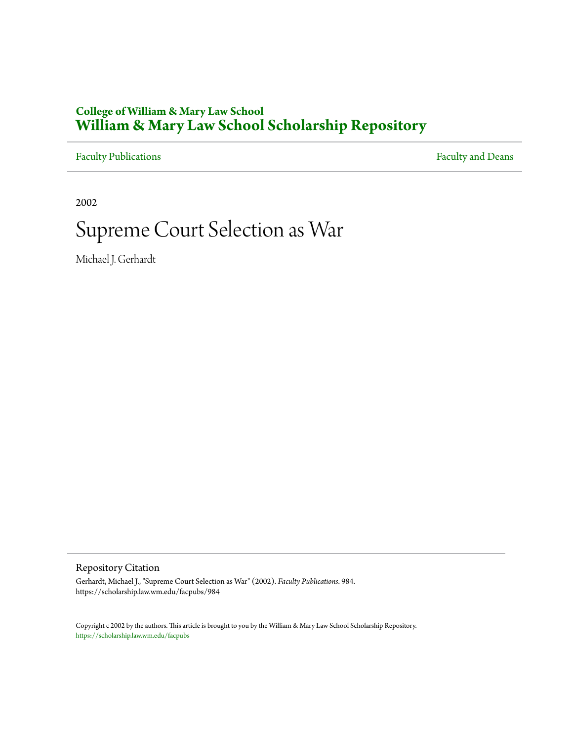**College of William & Mary Law School**
**William & Mary Law School Scholarship Repository**

Faculty Publications | Faculty and Deans

2002

# Supreme Court Selection as War

Michael J. Gerhardt

## Repository Citation

Gerhardt, Michael J., "Supreme Court Selection as War" (2002). *Faculty Publications*. 984.
https://scholarship.law.wm.edu/facpubs/984

Copyright c 2002 by the authors. This article is brought to you by the William & Mary Law School Scholarship Repository.
https://scholarship.law.wm.edu/facpubs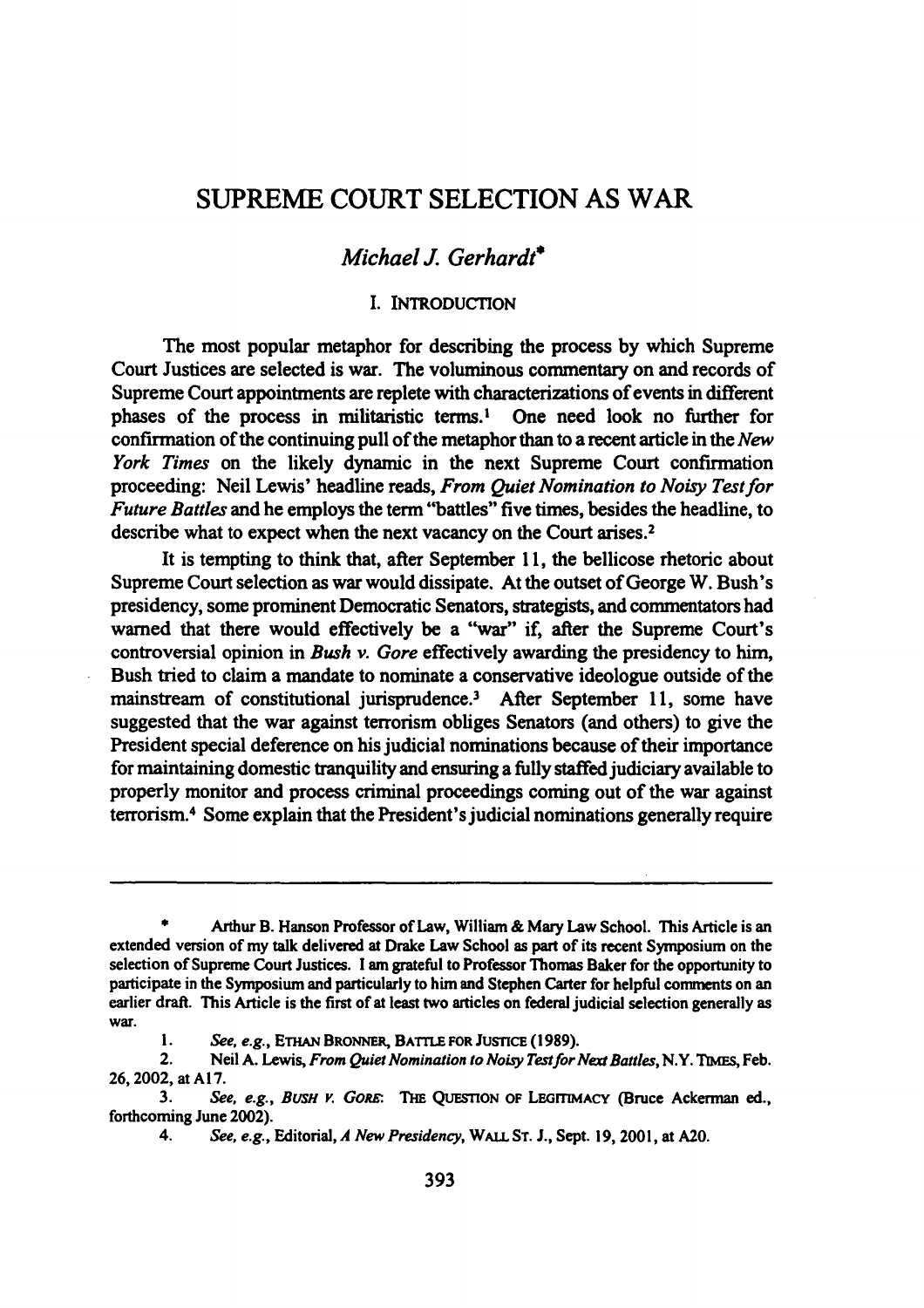# SUPREME COURT SELECTION AS WAR

## *Michael J. Gerhardt*\*

### I. INTRODUCTION

The most popular metaphor for describing the process by which Supreme Court Justices are selected is war. The voluminous commentary on and records of Supreme Court appointments are replete with characterizations of events in different phases of the process in militaristic terms.[1] One need look no further for confirmation of the continuing pull of the metaphor than to a recent article in the *New York Times* on the likely dynamic in the next Supreme Court confirmation proceeding: Neil Lewis' headline reads, *From Quiet Nomination to Noisy Test for Future Battles* and he employs the term "battles" five times, besides the headline, to describe what to expect when the next vacancy on the Court arises.[2]

It is tempting to think that, after September 11, the bellicose rhetoric about Supreme Court selection as war would dissipate. At the outset of George W. Bush's presidency, some prominent Democratic Senators, strategists, and commentators had warned that there would effectively be a "war" if, after the Supreme Court's controversial opinion in *Bush v. Gore* effectively awarding the presidency to him, Bush tried to claim a mandate to nominate a conservative ideologue outside of the mainstream of constitutional jurisprudence.[3] After September 11, some have suggested that the war against terrorism obliges Senators (and others) to give the President special deference on his judicial nominations because of their importance for maintaining domestic tranquility and ensuring a fully staffed judiciary available to properly monitor and process criminal proceedings coming out of the war against terrorism.[4] Some explain that the President's judicial nominations generally require

---

\* Arthur B. Hanson Professor of Law, William & Mary Law School. This Article is an extended version of my talk delivered at Drake Law School as part of its recent Symposium on the selection of Supreme Court Justices. I am grateful to Professor Thomas Baker for the opportunity to participate in the Symposium and particularly to him and Stephen Carter for helpful comments on an earlier draft. This Article is the first of at least two articles on federal judicial selection generally as war.

1. *See, e.g.*, ETHAN BRONNER, BATTLE FOR JUSTICE (1989).

2. Neil A. Lewis, *From Quiet Nomination to Noisy Test for Next Battles*, N.Y. TIMES, Feb. 26, 2002, at A17.

3. *See, e.g.*, *BUSH V. GORE*: THE QUESTION OF LEGITIMACY (Bruce Ackerman ed., forthcoming June 2002).

4. *See, e.g.*, Editorial, *A New Presidency*, WALL ST. J., Sept. 19, 2001, at A20.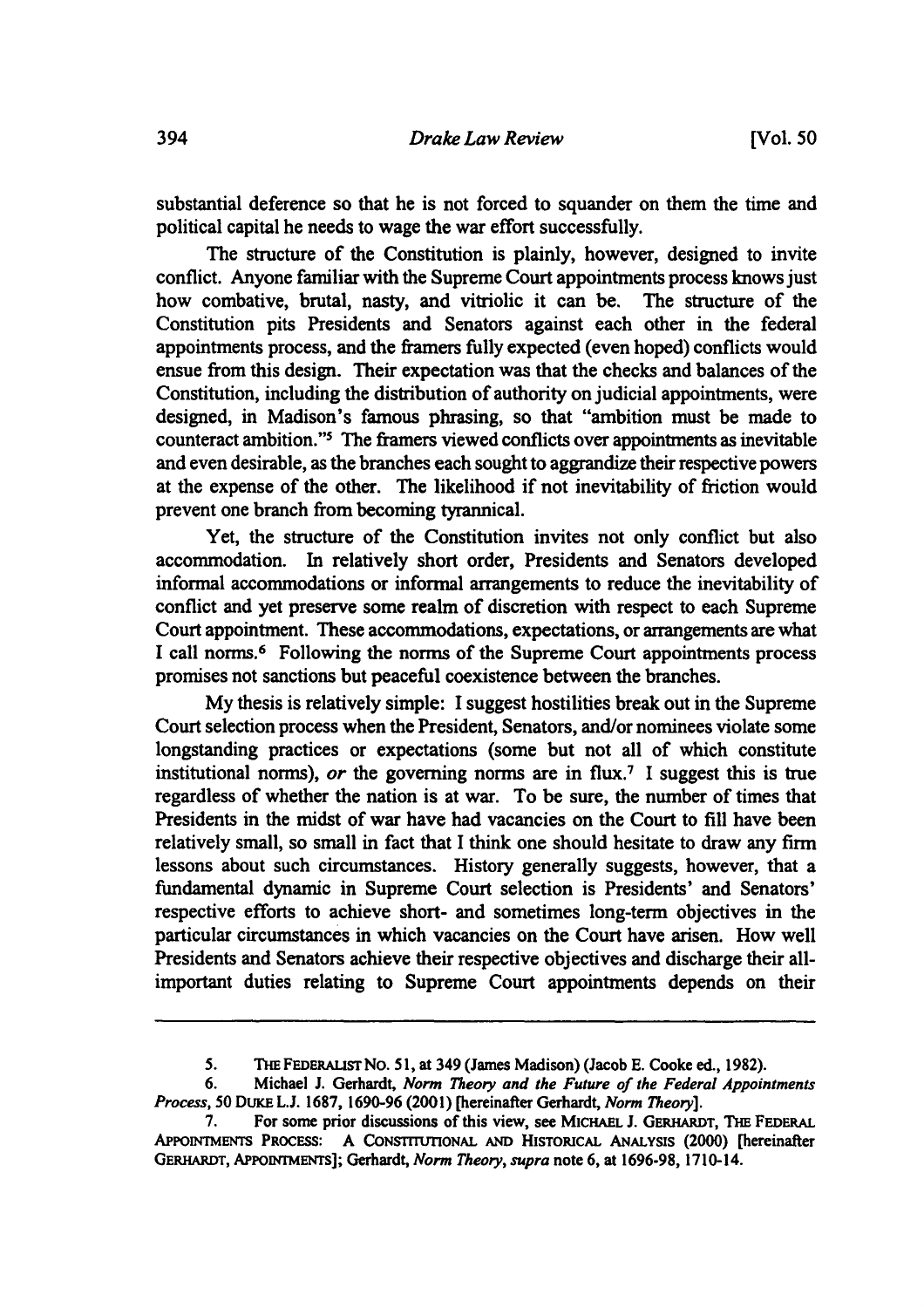substantial deference so that he is not forced to squander on them the time and political capital he needs to wage the war effort successfully.

The structure of the Constitution is plainly, however, designed to invite conflict. Anyone familiar with the Supreme Court appointments process knows just how combative, brutal, nasty, and vitriolic it can be. The structure of the Constitution pits Presidents and Senators against each other in the federal appointments process, and the framers fully expected (even hoped) conflicts would ensue from this design. Their expectation was that the checks and balances of the Constitution, including the distribution of authority on judicial appointments, were designed, in Madison's famous phrasing, so that "ambition must be made to counteract ambition."[5] The framers viewed conflicts over appointments as inevitable and even desirable, as the branches each sought to aggrandize their respective powers at the expense of the other. The likelihood if not inevitability of friction would prevent one branch from becoming tyrannical.

Yet, the structure of the Constitution invites not only conflict but also accommodation. In relatively short order, Presidents and Senators developed informal accommodations or informal arrangements to reduce the inevitability of conflict and yet preserve some realm of discretion with respect to each Supreme Court appointment. These accommodations, expectations, or arrangements are what I call norms.[6] Following the norms of the Supreme Court appointments process promises not sanctions but peaceful coexistence between the branches.

My thesis is relatively simple: I suggest hostilities break out in the Supreme Court selection process when the President, Senators, and/or nominees violate some longstanding practices or expectations (some but not all of which constitute institutional norms), *or* the governing norms are in flux.[7] I suggest this is true regardless of whether the nation is at war. To be sure, the number of times that Presidents in the midst of war have had vacancies on the Court to fill have been relatively small, so small in fact that I think one should hesitate to draw any firm lessons about such circumstances. History generally suggests, however, that a fundamental dynamic in Supreme Court selection is Presidents' and Senators' respective efforts to achieve short- and sometimes long-term objectives in the particular circumstances in which vacancies on the Court have arisen. How well Presidents and Senators achieve their respective objectives and discharge their all-important duties relating to Supreme Court appointments depends on their

---

5. THE FEDERALIST NO. 51, at 349 (James Madison) (Jacob E. Cooke ed., 1982).

6. Michael J. Gerhardt, *Norm Theory and the Future of the Federal Appointments Process*, 50 DUKE L.J. 1687, 1690-96 (2001) [hereinafter Gerhardt, *Norm Theory*].

7. For some prior discussions of this view, see MICHAEL J. GERHARDT, THE FEDERAL APPOINTMENTS PROCESS: A CONSTITUTIONAL AND HISTORICAL ANALYSIS (2000) [hereinafter GERHARDT, APPOINTMENTS]; Gerhardt, *Norm Theory*, *supra* note 6, at 1696-98, 1710-14.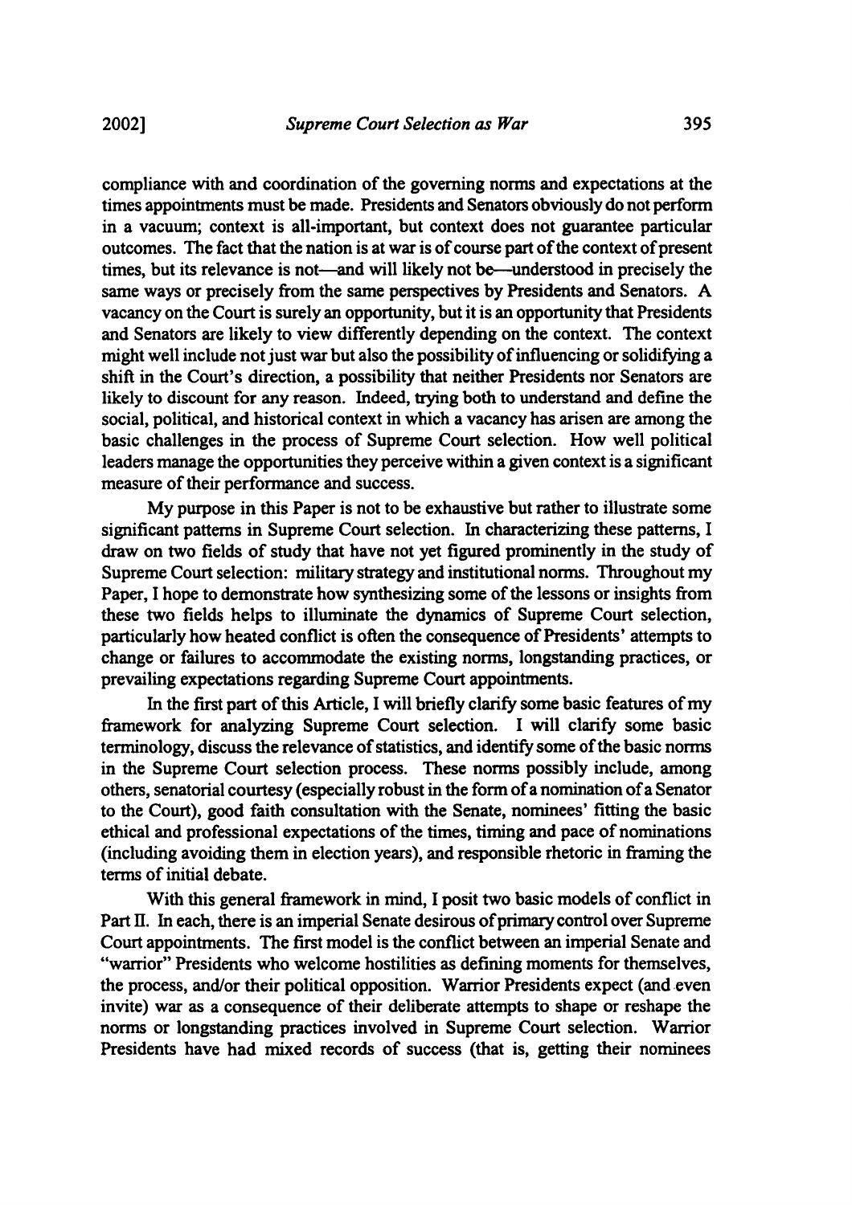compliance with and coordination of the governing norms and expectations at the times appointments must be made. Presidents and Senators obviously do not perform in a vacuum; context is all-important, but context does not guarantee particular outcomes. The fact that the nation is at war is of course part of the context of present times, but its relevance is not—and will likely not be—understood in precisely the same ways or precisely from the same perspectives by Presidents and Senators. A vacancy on the Court is surely an opportunity, but it is an opportunity that Presidents and Senators are likely to view differently depending on the context. The context might well include not just war but also the possibility of influencing or solidifying a shift in the Court's direction, a possibility that neither Presidents nor Senators are likely to discount for any reason. Indeed, trying both to understand and define the social, political, and historical context in which a vacancy has arisen are among the basic challenges in the process of Supreme Court selection. How well political leaders manage the opportunities they perceive within a given context is a significant measure of their performance and success.

My purpose in this Paper is not to be exhaustive but rather to illustrate some significant patterns in Supreme Court selection. In characterizing these patterns, I draw on two fields of study that have not yet figured prominently in the study of Supreme Court selection: military strategy and institutional norms. Throughout my Paper, I hope to demonstrate how synthesizing some of the lessons or insights from these two fields helps to illuminate the dynamics of Supreme Court selection, particularly how heated conflict is often the consequence of Presidents' attempts to change or failures to accommodate the existing norms, longstanding practices, or prevailing expectations regarding Supreme Court appointments.

In the first part of this Article, I will briefly clarify some basic features of my framework for analyzing Supreme Court selection. I will clarify some basic terminology, discuss the relevance of statistics, and identify some of the basic norms in the Supreme Court selection process. These norms possibly include, among others, senatorial courtesy (especially robust in the form of a nomination of a Senator to the Court), good faith consultation with the Senate, nominees' fitting the basic ethical and professional expectations of the times, timing and pace of nominations (including avoiding them in election years), and responsible rhetoric in framing the terms of initial debate.

With this general framework in mind, I posit two basic models of conflict in Part II. In each, there is an imperial Senate desirous of primary control over Supreme Court appointments. The first model is the conflict between an imperial Senate and "warrior" Presidents who welcome hostilities as defining moments for themselves, the process, and/or their political opposition. Warrior Presidents expect (and even invite) war as a consequence of their deliberate attempts to shape or reshape the norms or longstanding practices involved in Supreme Court selection. Warrior Presidents have had mixed records of success (that is, getting their nominees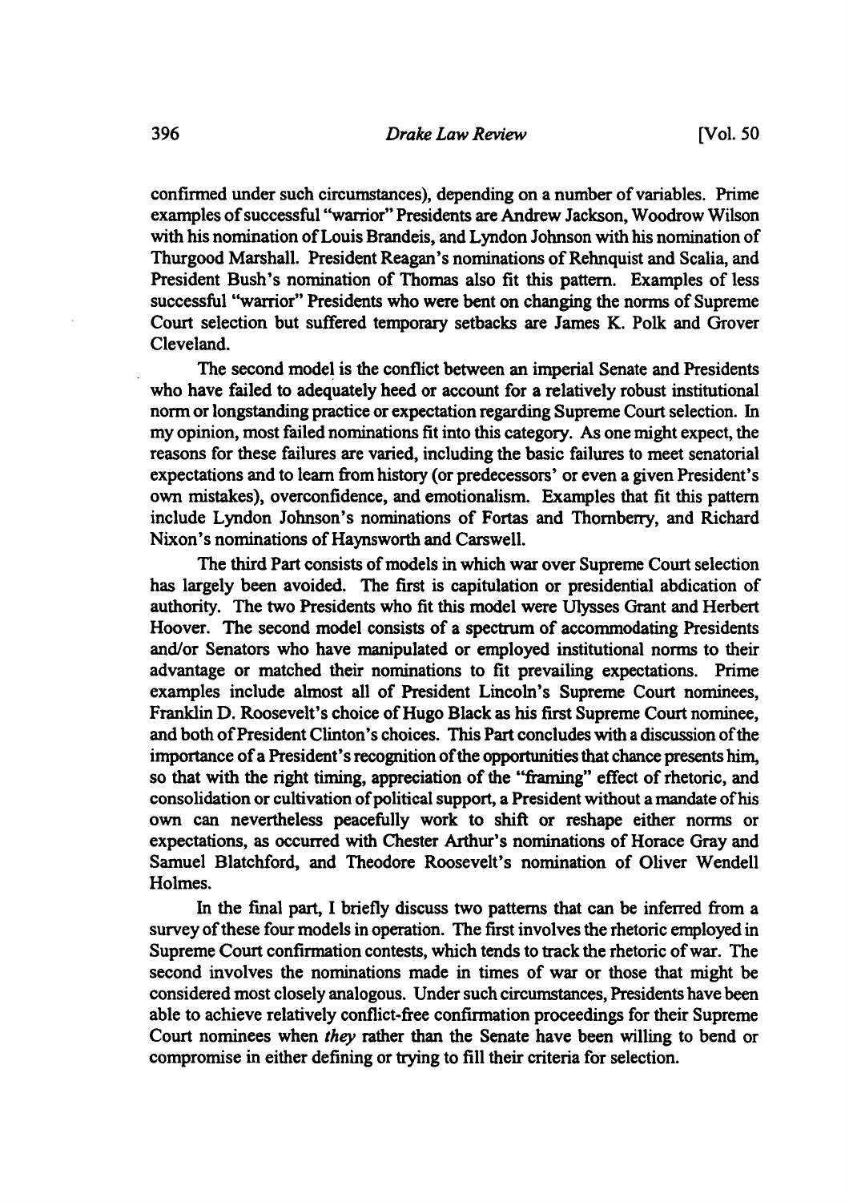confirmed under such circumstances), depending on a number of variables. Prime examples of successful "warrior" Presidents are Andrew Jackson, Woodrow Wilson with his nomination of Louis Brandeis, and Lyndon Johnson with his nomination of Thurgood Marshall. President Reagan's nominations of Rehnquist and Scalia, and President Bush's nomination of Thomas also fit this pattern. Examples of less successful "warrior" Presidents who were bent on changing the norms of Supreme Court selection but suffered temporary setbacks are James K. Polk and Grover Cleveland.

The second model is the conflict between an imperial Senate and Presidents who have failed to adequately heed or account for a relatively robust institutional norm or longstanding practice or expectation regarding Supreme Court selection. In my opinion, most failed nominations fit into this category. As one might expect, the reasons for these failures are varied, including the basic failures to meet senatorial expectations and to learn from history (or predecessors' or even a given President's own mistakes), overconfidence, and emotionalism. Examples that fit this pattern include Lyndon Johnson's nominations of Fortas and Thornberry, and Richard Nixon's nominations of Haynsworth and Carswell.

The third Part consists of models in which war over Supreme Court selection has largely been avoided. The first is capitulation or presidential abdication of authority. The two Presidents who fit this model were Ulysses Grant and Herbert Hoover. The second model consists of a spectrum of accommodating Presidents and/or Senators who have manipulated or employed institutional norms to their advantage or matched their nominations to fit prevailing expectations. Prime examples include almost all of President Lincoln's Supreme Court nominees, Franklin D. Roosevelt's choice of Hugo Black as his first Supreme Court nominee, and both of President Clinton's choices. This Part concludes with a discussion of the importance of a President's recognition of the opportunities that chance presents him, so that with the right timing, appreciation of the "framing" effect of rhetoric, and consolidation or cultivation of political support, a President without a mandate of his own can nevertheless peacefully work to shift or reshape either norms or expectations, as occurred with Chester Arthur's nominations of Horace Gray and Samuel Blatchford, and Theodore Roosevelt's nomination of Oliver Wendell Holmes.

In the final part, I briefly discuss two patterns that can be inferred from a survey of these four models in operation. The first involves the rhetoric employed in Supreme Court confirmation contests, which tends to track the rhetoric of war. The second involves the nominations made in times of war or those that might be considered most closely analogous. Under such circumstances, Presidents have been able to achieve relatively conflict-free confirmation proceedings for their Supreme Court nominees when *they* rather than the Senate have been willing to bend or compromise in either defining or trying to fill their criteria for selection.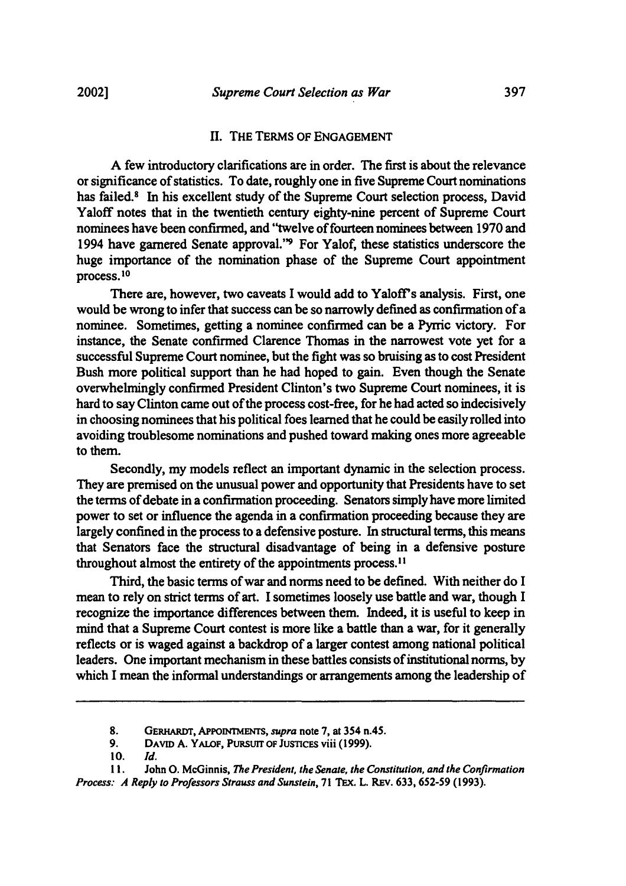## II. THE TERMS OF ENGAGEMENT

A few introductory clarifications are in order. The first is about the relevance or significance of statistics. To date, roughly one in five Supreme Court nominations has failed.[8] In his excellent study of the Supreme Court selection process, David Yaloff notes that in the twentieth century eighty-nine percent of Supreme Court nominees have been confirmed, and "twelve of fourteen nominees between 1970 and 1994 have garnered Senate approval."[9] For Yalof, these statistics underscore the huge importance of the nomination phase of the Supreme Court appointment process.[10]

There are, however, two caveats I would add to Yaloff's analysis. First, one would be wrong to infer that success can be so narrowly defined as confirmation of a nominee. Sometimes, getting a nominee confirmed can be a Pyrric victory. For instance, the Senate confirmed Clarence Thomas in the narrowest vote yet for a successful Supreme Court nominee, but the fight was so bruising as to cost President Bush more political support than he had hoped to gain. Even though the Senate overwhelmingly confirmed President Clinton's two Supreme Court nominees, it is hard to say Clinton came out of the process cost-free, for he had acted so indecisively in choosing nominees that his political foes learned that he could be easily rolled into avoiding troublesome nominations and pushed toward making ones more agreeable to them.

Secondly, my models reflect an important dynamic in the selection process. They are premised on the unusual power and opportunity that Presidents have to set the terms of debate in a confirmation proceeding. Senators simply have more limited power to set or influence the agenda in a confirmation proceeding because they are largely confined in the process to a defensive posture. In structural terms, this means that Senators face the structural disadvantage of being in a defensive posture throughout almost the entirety of the appointments process.[11]

Third, the basic terms of war and norms need to be defined. With neither do I mean to rely on strict terms of art. I sometimes loosely use battle and war, though I recognize the importance differences between them. Indeed, it is useful to keep in mind that a Supreme Court contest is more like a battle than a war, for it generally reflects or is waged against a backdrop of a larger contest among national political leaders. One important mechanism in these battles consists of institutional norms, by which I mean the informal understandings or arrangements among the leadership of

---

8. GERHARDT, APPOINTMENTS, *supra* note 7, at 354 n.45.

9. DAVID A. YALOF, PURSUIT OF JUSTICES viii (1999).

10. *Id.*

11. John O. McGinnis, *The President, the Senate, the Constitution, and the Confirmation Process: A Reply to Professors Strauss and Sunstein*, 71 TEX. L. REV. 633, 652-59 (1993).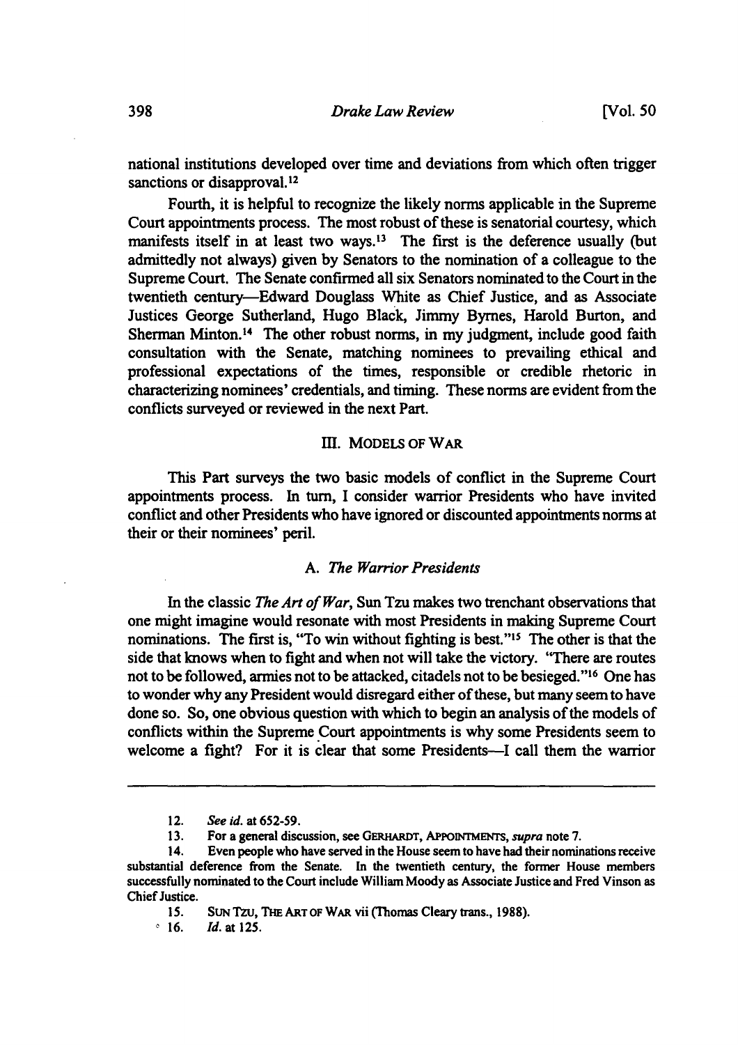national institutions developed over time and deviations from which often trigger sanctions or disapproval.[12]

Fourth, it is helpful to recognize the likely norms applicable in the Supreme Court appointments process. The most robust of these is senatorial courtesy, which manifests itself in at least two ways.[13] The first is the deference usually (but admittedly not always) given by Senators to the nomination of a colleague to the Supreme Court. The Senate confirmed all six Senators nominated to the Court in the twentieth century—Edward Douglass White as Chief Justice, and as Associate Justices George Sutherland, Hugo Black, Jimmy Byrnes, Harold Burton, and Sherman Minton.[14] The other robust norms, in my judgment, include good faith consultation with the Senate, matching nominees to prevailing ethical and professional expectations of the times, responsible or credible rhetoric in characterizing nominees' credentials, and timing. These norms are evident from the conflicts surveyed or reviewed in the next Part.

## III. MODELS OF WAR

This Part surveys the two basic models of conflict in the Supreme Court appointments process. In turn, I consider warrior Presidents who have invited conflict and other Presidents who have ignored or discounted appointments norms at their or their nominees' peril.

### A. *The Warrior Presidents*

In the classic *The Art of War*, Sun Tzu makes two trenchant observations that one might imagine would resonate with most Presidents in making Supreme Court nominations. The first is, "To win without fighting is best."[15] The other is that the side that knows when to fight and when not will take the victory. "There are routes not to be followed, armies not to be attacked, citadels not to be besieged."[16] One has to wonder why any President would disregard either of these, but many seem to have done so. So, one obvious question with which to begin an analysis of the models of conflicts within the Supreme Court appointments is why some Presidents seem to welcome a fight? For it is clear that some Presidents—I call them the warrior

---

12. *See id.* at 652-59.

13. For a general discussion, see GERHARDT, APPOINTMENTS, *supra* note 7.

14. Even people who have served in the House seem to have had their nominations receive substantial deference from the Senate. In the twentieth century, the former House members successfully nominated to the Court include William Moody as Associate Justice and Fred Vinson as Chief Justice.

15. SUN TZU, THE ART OF WAR vii (Thomas Cleary trans., 1988).

16. *Id.* at 125.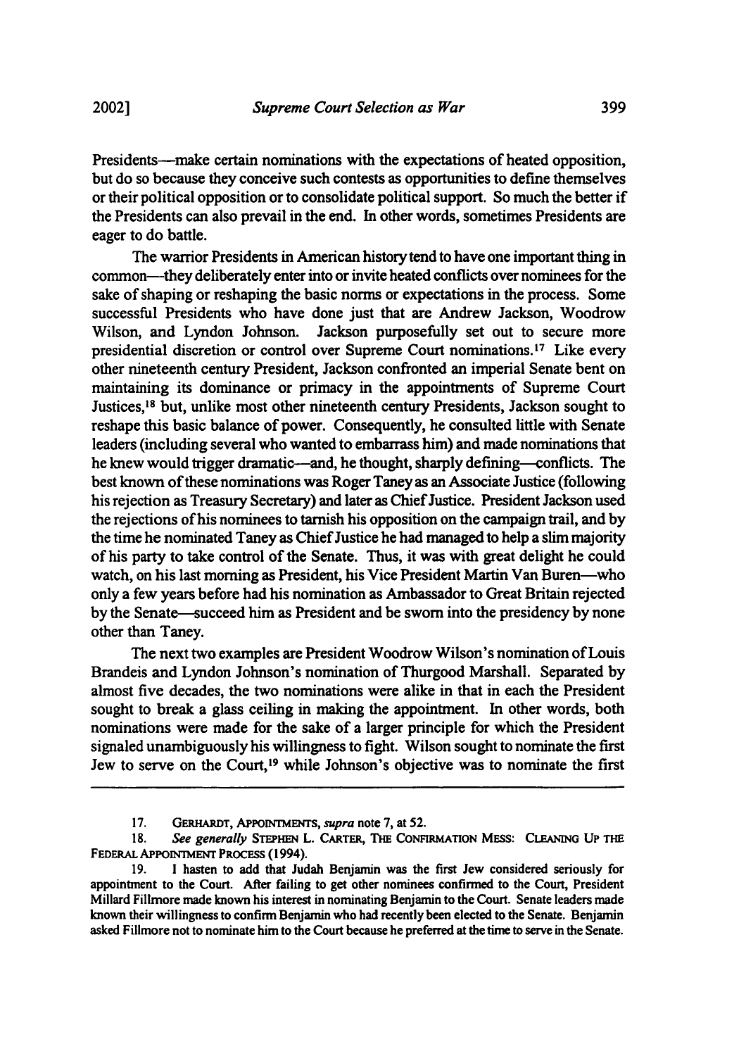Presidents—make certain nominations with the expectations of heated opposition, but do so because they conceive such contests as opportunities to define themselves or their political opposition or to consolidate political support. So much the better if the Presidents can also prevail in the end. In other words, sometimes Presidents are eager to do battle.

The warrior Presidents in American history tend to have one important thing in common—they deliberately enter into or invite heated conflicts over nominees for the sake of shaping or reshaping the basic norms or expectations in the process. Some successful Presidents who have done just that are Andrew Jackson, Woodrow Wilson, and Lyndon Johnson. Jackson purposefully set out to secure more presidential discretion or control over Supreme Court nominations.[17] Like every other nineteenth century President, Jackson confronted an imperial Senate bent on maintaining its dominance or primacy in the appointments of Supreme Court Justices,[18] but, unlike most other nineteenth century Presidents, Jackson sought to reshape this basic balance of power. Consequently, he consulted little with Senate leaders (including several who wanted to embarrass him) and made nominations that he knew would trigger dramatic—and, he thought, sharply defining—conflicts. The best known of these nominations was Roger Taney as an Associate Justice (following his rejection as Treasury Secretary) and later as Chief Justice. President Jackson used the rejections of his nominees to tarnish his opposition on the campaign trail, and by the time he nominated Taney as Chief Justice he had managed to help a slim majority of his party to take control of the Senate. Thus, it was with great delight he could watch, on his last morning as President, his Vice President Martin Van Buren—who only a few years before had his nomination as Ambassador to Great Britain rejected by the Senate—succeed him as President and be sworn into the presidency by none other than Taney.

The next two examples are President Woodrow Wilson's nomination of Louis Brandeis and Lyndon Johnson's nomination of Thurgood Marshall. Separated by almost five decades, the two nominations were alike in that in each the President sought to break a glass ceiling in making the appointment. In other words, both nominations were made for the sake of a larger principle for which the President signaled unambiguously his willingness to fight. Wilson sought to nominate the first Jew to serve on the Court,[19] while Johnson's objective was to nominate the first

---

17. GERHARDT, APPOINTMENTS, *supra* note 7, at 52.

18. *See generally* STEPHEN L. CARTER, THE CONFIRMATION MESS: CLEANING UP THE FEDERAL APPOINTMENT PROCESS (1994).

19. I hasten to add that Judah Benjamin was the first Jew considered seriously for appointment to the Court. After failing to get other nominees confirmed to the Court, President Millard Fillmore made known his interest in nominating Benjamin to the Court. Senate leaders made known their willingness to confirm Benjamin who had recently been elected to the Senate. Benjamin asked Fillmore not to nominate him to the Court because he preferred at the time to serve in the Senate.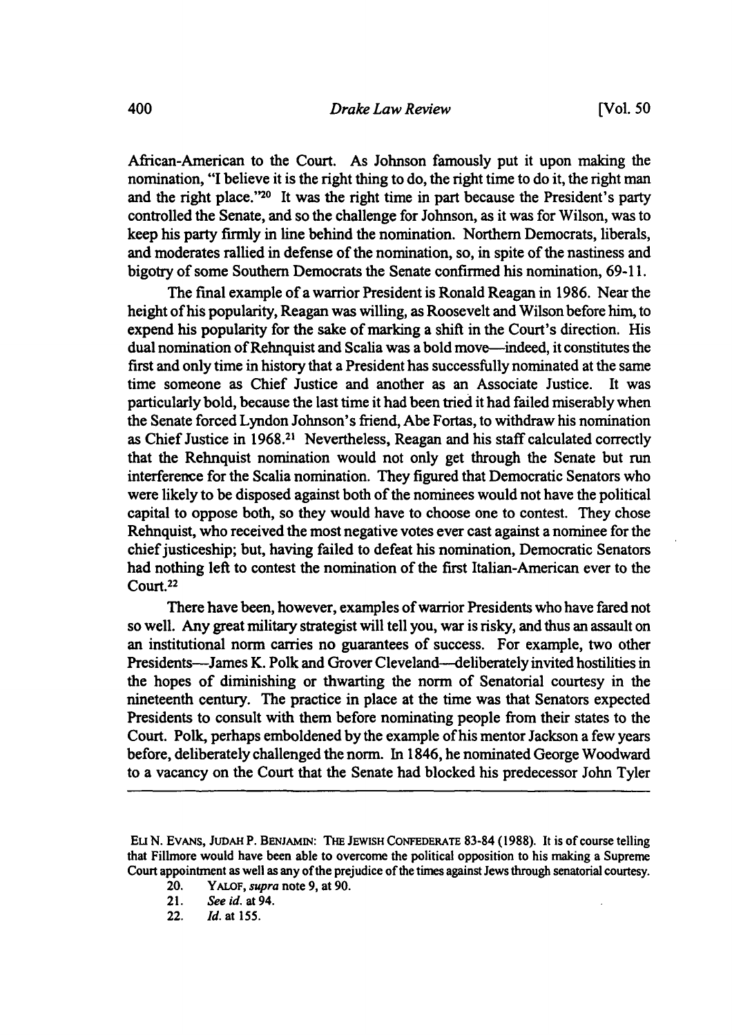African-American to the Court. As Johnson famously put it upon making the nomination, "I believe it is the right thing to do, the right time to do it, the right man and the right place."[20] It was the right time in part because the President's party controlled the Senate, and so the challenge for Johnson, as it was for Wilson, was to keep his party firmly in line behind the nomination. Northern Democrats, liberals, and moderates rallied in defense of the nomination, so, in spite of the nastiness and bigotry of some Southern Democrats the Senate confirmed his nomination, 69-11.

The final example of a warrior President is Ronald Reagan in 1986. Near the height of his popularity, Reagan was willing, as Roosevelt and Wilson before him, to expend his popularity for the sake of marking a shift in the Court's direction. His dual nomination of Rehnquist and Scalia was a bold move—indeed, it constitutes the first and only time in history that a President has successfully nominated at the same time someone as Chief Justice and another as an Associate Justice. It was particularly bold, because the last time it had been tried it had failed miserably when the Senate forced Lyndon Johnson's friend, Abe Fortas, to withdraw his nomination as Chief Justice in 1968.[21] Nevertheless, Reagan and his staff calculated correctly that the Rehnquist nomination would not only get through the Senate but run interference for the Scalia nomination. They figured that Democratic Senators who were likely to be disposed against both of the nominees would not have the political capital to oppose both, so they would have to choose one to contest. They chose Rehnquist, who received the most negative votes ever cast against a nominee for the chief justiceship; but, having failed to defeat his nomination, Democratic Senators had nothing left to contest the nomination of the first Italian-American ever to the Court.[22]

There have been, however, examples of warrior Presidents who have fared not so well. Any great military strategist will tell you, war is risky, and thus an assault on an institutional norm carries no guarantees of success. For example, two other Presidents—James K. Polk and Grover Cleveland—deliberately invited hostilities in the hopes of diminishing or thwarting the norm of Senatorial courtesy in the nineteenth century. The practice in place at the time was that Senators expected Presidents to consult with them before nominating people from their states to the Court. Polk, perhaps emboldened by the example of his mentor Jackson a few years before, deliberately challenged the norm. In 1846, he nominated George Woodward to a vacancy on the Court that the Senate had blocked his predecessor John Tyler

---

ELI N. EVANS, JUDAH P. BENJAMIN: THE JEWISH CONFEDERATE 83-84 (1988). It is of course telling that Fillmore would have been able to overcome the political opposition to his making a Supreme Court appointment as well as any of the prejudice of the times against Jews through senatorial courtesy.

20. YALOF, *supra* note 9, at 90.

21. *See id.* at 94.

22. *Id.* at 155.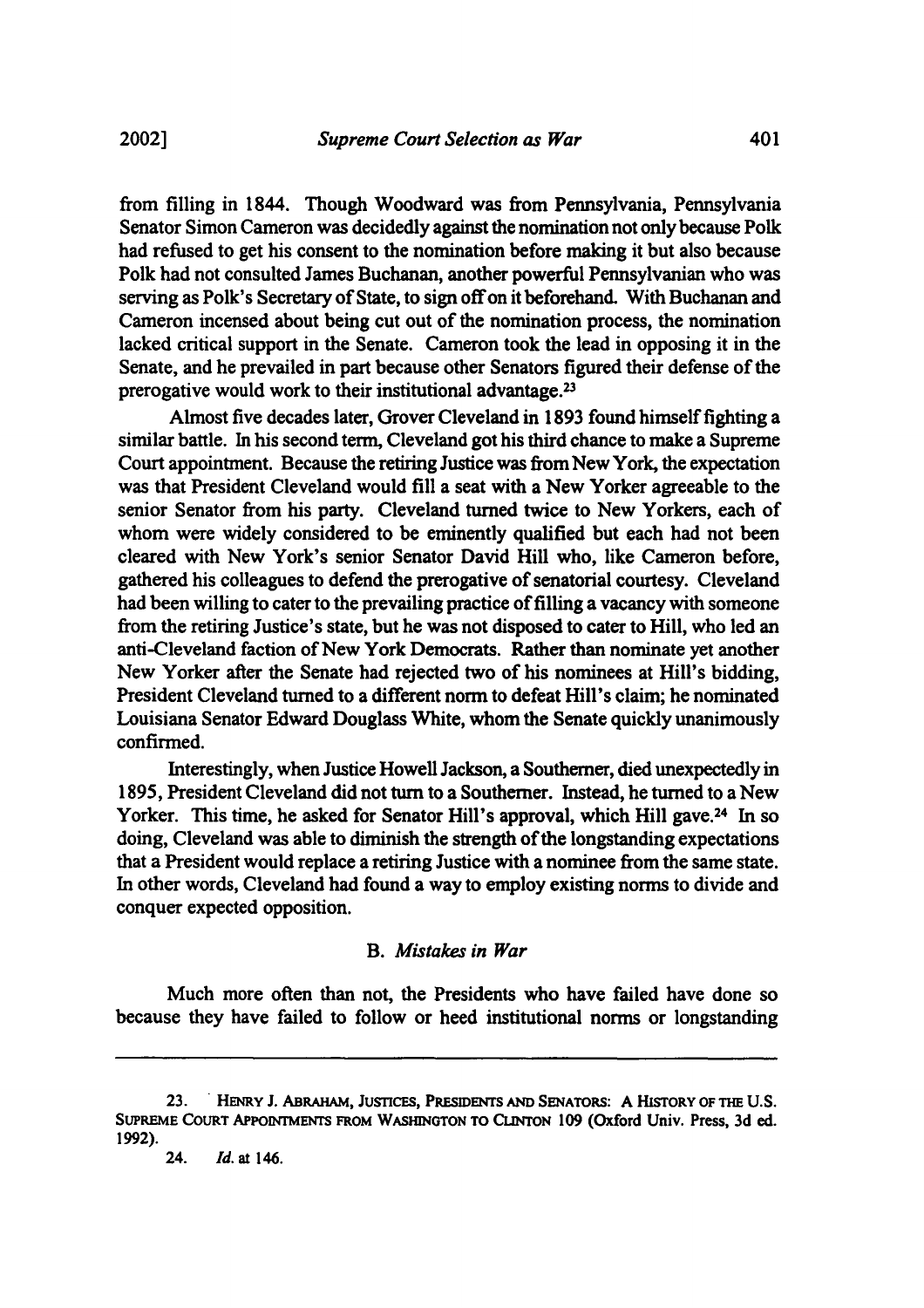from filling in 1844. Though Woodward was from Pennsylvania, Pennsylvania Senator Simon Cameron was decidedly against the nomination not only because Polk had refused to get his consent to the nomination before making it but also because Polk had not consulted James Buchanan, another powerful Pennsylvanian who was serving as Polk's Secretary of State, to sign off on it beforehand. With Buchanan and Cameron incensed about being cut out of the nomination process, the nomination lacked critical support in the Senate. Cameron took the lead in opposing it in the Senate, and he prevailed in part because other Senators figured their defense of the prerogative would work to their institutional advantage.[23]

Almost five decades later, Grover Cleveland in 1893 found himself fighting a similar battle. In his second term, Cleveland got his third chance to make a Supreme Court appointment. Because the retiring Justice was from New York, the expectation was that President Cleveland would fill a seat with a New Yorker agreeable to the senior Senator from his party. Cleveland turned twice to New Yorkers, each of whom were widely considered to be eminently qualified but each had not been cleared with New York's senior Senator David Hill who, like Cameron before, gathered his colleagues to defend the prerogative of senatorial courtesy. Cleveland had been willing to cater to the prevailing practice of filling a vacancy with someone from the retiring Justice's state, but he was not disposed to cater to Hill, who led an anti-Cleveland faction of New York Democrats. Rather than nominate yet another New Yorker after the Senate had rejected two of his nominees at Hill's bidding, President Cleveland turned to a different norm to defeat Hill's claim; he nominated Louisiana Senator Edward Douglass White, whom the Senate quickly unanimously confirmed.

Interestingly, when Justice Howell Jackson, a Southerner, died unexpectedly in 1895, President Cleveland did not turn to a Southerner. Instead, he turned to a New Yorker. This time, he asked for Senator Hill's approval, which Hill gave.[24] In so doing, Cleveland was able to diminish the strength of the longstanding expectations that a President would replace a retiring Justice with a nominee from the same state. In other words, Cleveland had found a way to employ existing norms to divide and conquer expected opposition.

### B. *Mistakes in War*

Much more often than not, the Presidents who have failed have done so because they have failed to follow or heed institutional norms or longstanding

---

23. HENRY J. ABRAHAM, JUSTICES, PRESIDENTS AND SENATORS: A HISTORY OF THE U.S. SUPREME COURT APPOINTMENTS FROM WASHINGTON TO CLINTON 109 (Oxford Univ. Press, 3d ed. 1992).

24. *Id.* at 146.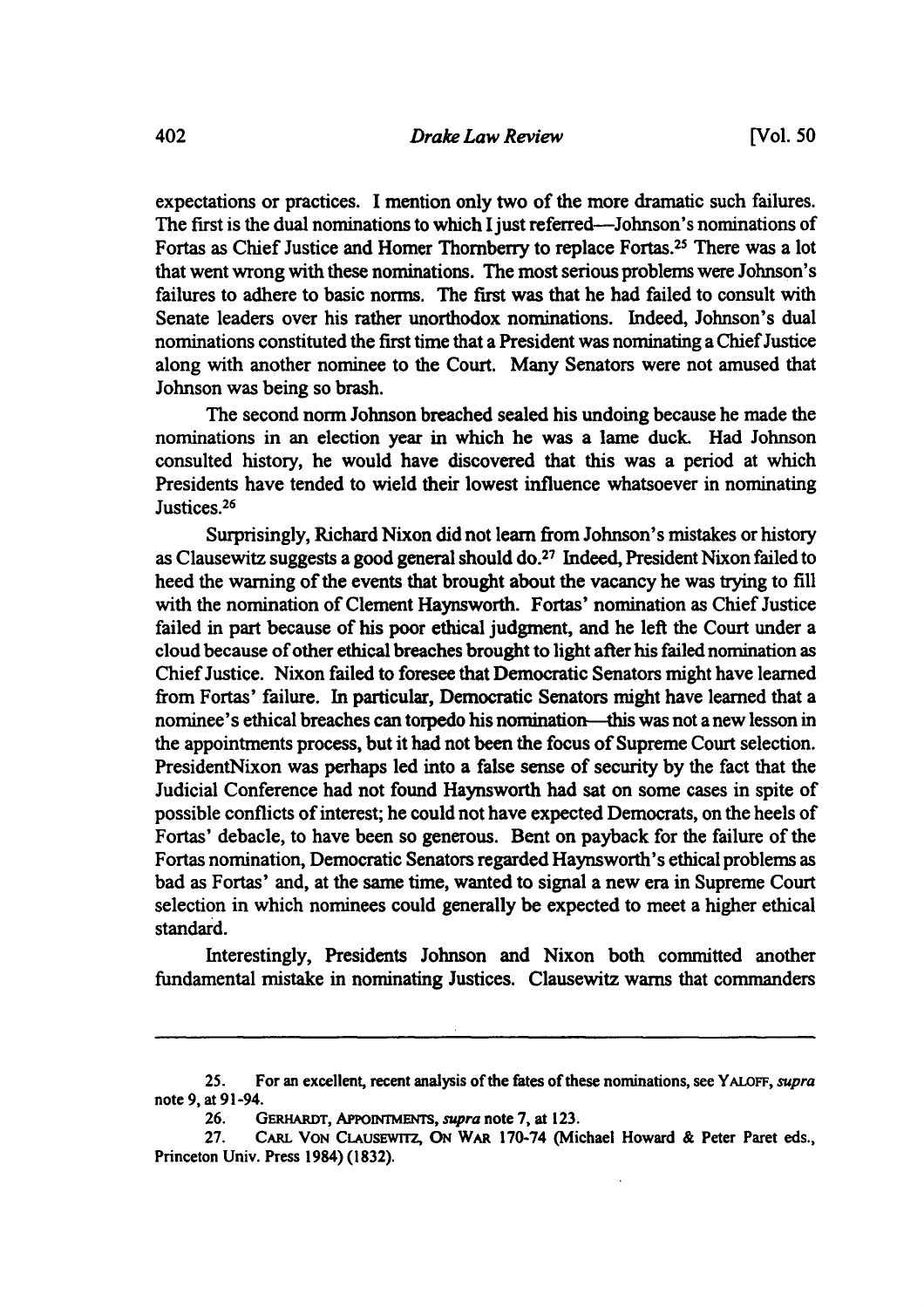expectations or practices. I mention only two of the more dramatic such failures. The first is the dual nominations to which I just referred—Johnson's nominations of Fortas as Chief Justice and Homer Thornberry to replace Fortas.[25] There was a lot that went wrong with these nominations. The most serious problems were Johnson's failures to adhere to basic norms. The first was that he had failed to consult with Senate leaders over his rather unorthodox nominations. Indeed, Johnson's dual nominations constituted the first time that a President was nominating a Chief Justice along with another nominee to the Court. Many Senators were not amused that Johnson was being so brash.

The second norm Johnson breached sealed his undoing because he made the nominations in an election year in which he was a lame duck. Had Johnson consulted history, he would have discovered that this was a period at which Presidents have tended to wield their lowest influence whatsoever in nominating Justices.[26]

Surprisingly, Richard Nixon did not learn from Johnson's mistakes or history as Clausewitz suggests a good general should do.[27] Indeed, President Nixon failed to heed the warning of the events that brought about the vacancy he was trying to fill with the nomination of Clement Haynsworth. Fortas' nomination as Chief Justice failed in part because of his poor ethical judgment, and he left the Court under a cloud because of other ethical breaches brought to light after his failed nomination as Chief Justice. Nixon failed to foresee that Democratic Senators might have learned from Fortas' failure. In particular, Democratic Senators might have learned that a nominee's ethical breaches can torpedo his nomination—this was not a new lesson in the appointments process, but it had not been the focus of Supreme Court selection. PresidentNixon was perhaps led into a false sense of security by the fact that the Judicial Conference had not found Haynsworth had sat on some cases in spite of possible conflicts of interest; he could not have expected Democrats, on the heels of Fortas' debacle, to have been so generous. Bent on payback for the failure of the Fortas nomination, Democratic Senators regarded Haynsworth's ethical problems as bad as Fortas' and, at the same time, wanted to signal a new era in Supreme Court selection in which nominees could generally be expected to meet a higher ethical standard.

Interestingly, Presidents Johnson and Nixon both committed another fundamental mistake in nominating Justices. Clausewitz warns that commanders

---

25. For an excellent, recent analysis of the fates of these nominations, see YALOFF, *supra* note 9, at 91-94.

26. GERHARDT, APPOINTMENTS, *supra* note 7, at 123.

27. CARL VON CLAUSEWITZ, ON WAR 170-74 (Michael Howard & Peter Paret eds., Princeton Univ. Press 1984) (1832).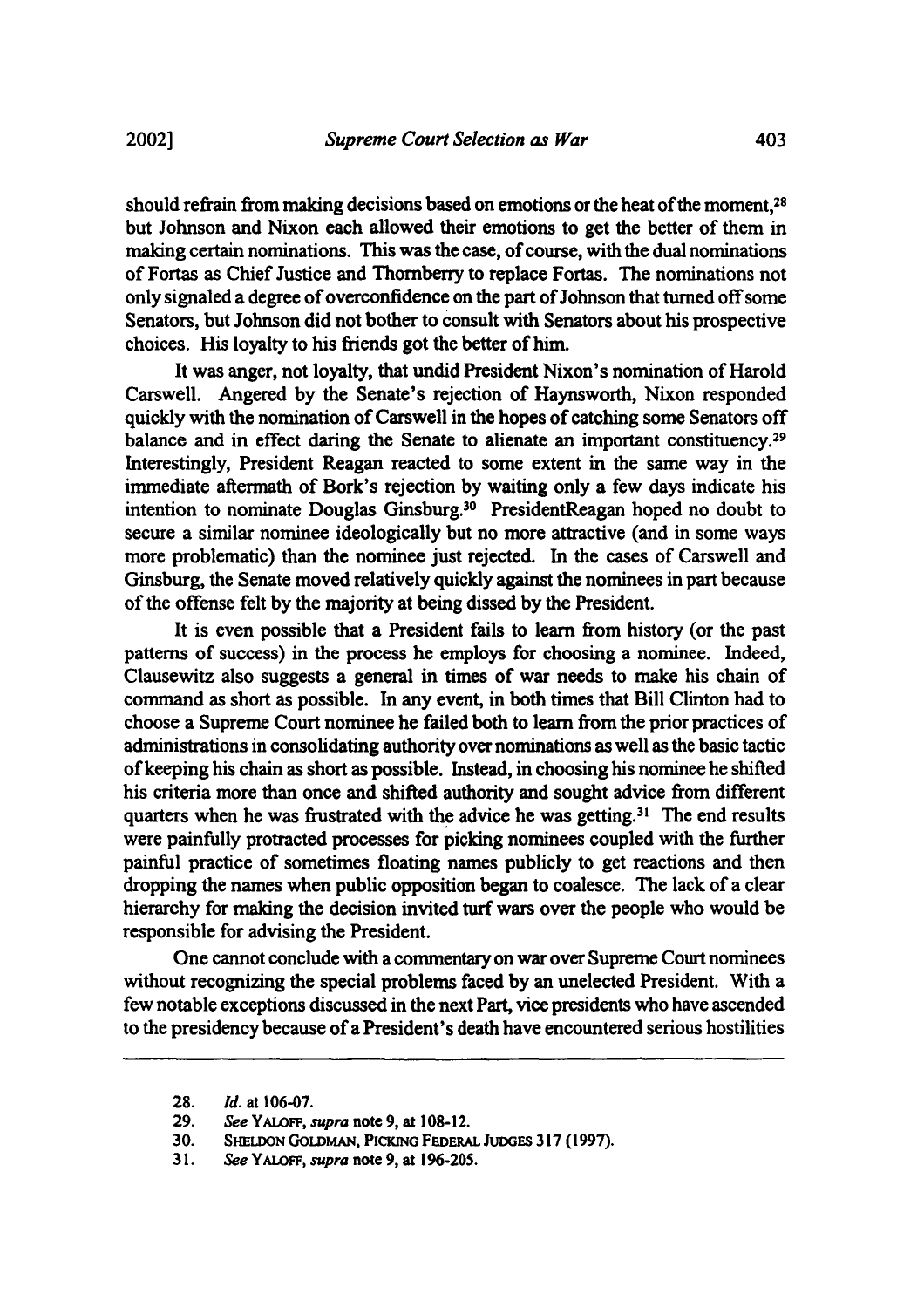should refrain from making decisions based on emotions or the heat of the moment,[28] but Johnson and Nixon each allowed their emotions to get the better of them in making certain nominations. This was the case, of course, with the dual nominations of Fortas as Chief Justice and Thornberry to replace Fortas. The nominations not only signaled a degree of overconfidence on the part of Johnson that turned off some Senators, but Johnson did not bother to consult with Senators about his prospective choices. His loyalty to his friends got the better of him.

It was anger, not loyalty, that undid President Nixon's nomination of Harold Carswell. Angered by the Senate's rejection of Haynsworth, Nixon responded quickly with the nomination of Carswell in the hopes of catching some Senators off balance and in effect daring the Senate to alienate an important constituency.[29] Interestingly, President Reagan reacted to some extent in the same way in the immediate aftermath of Bork's rejection by waiting only a few days indicate his intention to nominate Douglas Ginsburg.[30] PresidentReagan hoped no doubt to secure a similar nominee ideologically but no more attractive (and in some ways more problematic) than the nominee just rejected. In the cases of Carswell and Ginsburg, the Senate moved relatively quickly against the nominees in part because of the offense felt by the majority at being dissed by the President.

It is even possible that a President fails to learn from history (or the past patterns of success) in the process he employs for choosing a nominee. Indeed, Clausewitz also suggests a general in times of war needs to make his chain of command as short as possible. In any event, in both times that Bill Clinton had to choose a Supreme Court nominee he failed both to learn from the prior practices of administrations in consolidating authority over nominations as well as the basic tactic of keeping his chain as short as possible. Instead, in choosing his nominee he shifted his criteria more than once and shifted authority and sought advice from different quarters when he was frustrated with the advice he was getting.[31] The end results were painfully protracted processes for picking nominees coupled with the further painful practice of sometimes floating names publicly to get reactions and then dropping the names when public opposition began to coalesce. The lack of a clear hierarchy for making the decision invited turf wars over the people who would be responsible for advising the President.

One cannot conclude with a commentary on war over Supreme Court nominees without recognizing the special problems faced by an unelected President. With a few notable exceptions discussed in the next Part, vice presidents who have ascended to the presidency because of a President's death have encountered serious hostilities

---

28. *Id.* at 106-07.

29. *See* YALOFF, *supra* note 9, at 108-12.

30. SHELDON GOLDMAN, PICKING FEDERAL JUDGES 317 (1997).

31. *See* YALOFF, *supra* note 9, at 196-205.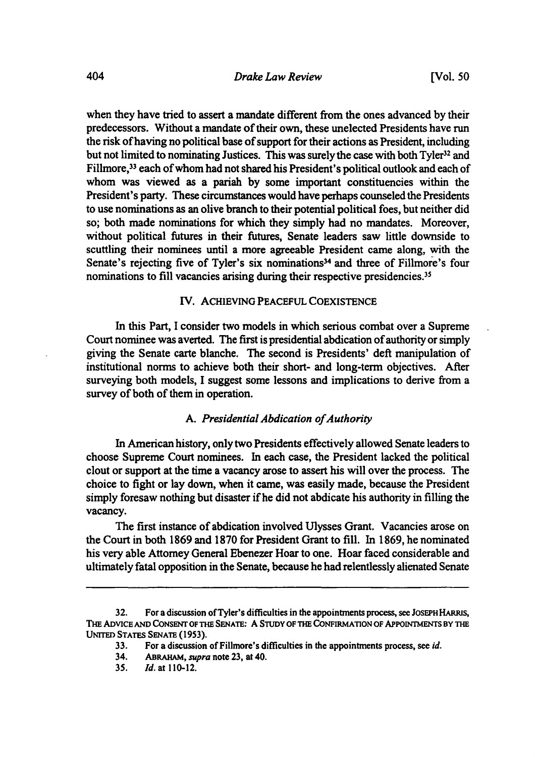when they have tried to assert a mandate different from the ones advanced by their predecessors. Without a mandate of their own, these unelected Presidents have run the risk of having no political base of support for their actions as President, including but not limited to nominating Justices. This was surely the case with both Tyler[32] and Fillmore,[33] each of whom had not shared his President's political outlook and each of whom was viewed as a pariah by some important constituencies within the President's party. These circumstances would have perhaps counseled the Presidents to use nominations as an olive branch to their potential political foes, but neither did so; both made nominations for which they simply had no mandates. Moreover, without political futures in their futures, Senate leaders saw little downside to scuttling their nominees until a more agreeable President came along, with the Senate's rejecting five of Tyler's six nominations[34] and three of Fillmore's four nominations to fill vacancies arising during their respective presidencies.[35]

## IV. ACHIEVING PEACEFUL COEXISTENCE

In this Part, I consider two models in which serious combat over a Supreme Court nominee was averted. The first is presidential abdication of authority or simply giving the Senate carte blanche. The second is Presidents' deft manipulation of institutional norms to achieve both their short- and long-term objectives. After surveying both models, I suggest some lessons and implications to derive from a survey of both of them in operation.

### A. *Presidential Abdication of Authority*

In American history, only two Presidents effectively allowed Senate leaders to choose Supreme Court nominees. In each case, the President lacked the political clout or support at the time a vacancy arose to assert his will over the process. The choice to fight or lay down, when it came, was easily made, because the President simply foresaw nothing but disaster if he did not abdicate his authority in filling the vacancy.

The first instance of abdication involved Ulysses Grant. Vacancies arose on the Court in both 1869 and 1870 for President Grant to fill. In 1869, he nominated his very able Attorney General Ebenezer Hoar to one. Hoar faced considerable and ultimately fatal opposition in the Senate, because he had relentlessly alienated Senate

---

32. For a discussion of Tyler's difficulties in the appointments process, see JOSEPH HARRIS, THE ADVICE AND CONSENT OF THE SENATE: A STUDY OF THE CONFIRMATION OF APPOINTMENTS BY THE UNITED STATES SENATE (1953).

33. For a discussion of Fillmore's difficulties in the appointments process, see *id.*

34. ABRAHAM, *supra* note 23, at 40.

35. *Id.* at 110-12.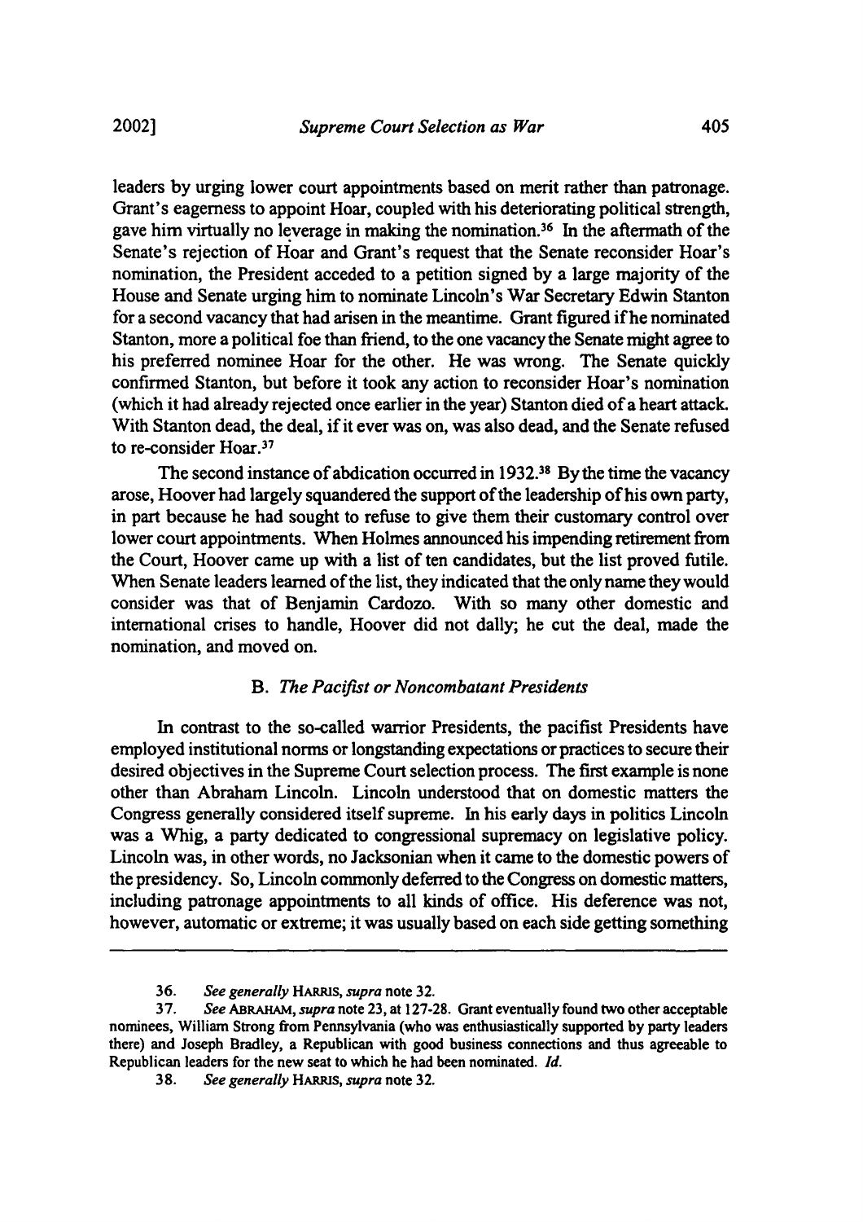leaders by urging lower court appointments based on merit rather than patronage. Grant's eagerness to appoint Hoar, coupled with his deteriorating political strength, gave him virtually no leverage in making the nomination.[36] In the aftermath of the Senate's rejection of Hoar and Grant's request that the Senate reconsider Hoar's nomination, the President acceded to a petition signed by a large majority of the House and Senate urging him to nominate Lincoln's War Secretary Edwin Stanton for a second vacancy that had arisen in the meantime. Grant figured if he nominated Stanton, more a political foe than friend, to the one vacancy the Senate might agree to his preferred nominee Hoar for the other. He was wrong. The Senate quickly confirmed Stanton, but before it took any action to reconsider Hoar's nomination (which it had already rejected once earlier in the year) Stanton died of a heart attack. With Stanton dead, the deal, if it ever was on, was also dead, and the Senate refused to re-consider Hoar.[37]

The second instance of abdication occurred in 1932.[38] By the time the vacancy arose, Hoover had largely squandered the support of the leadership of his own party, in part because he had sought to refuse to give them their customary control over lower court appointments. When Holmes announced his impending retirement from the Court, Hoover came up with a list of ten candidates, but the list proved futile. When Senate leaders learned of the list, they indicated that the only name they would consider was that of Benjamin Cardozo. With so many other domestic and international crises to handle, Hoover did not dally; he cut the deal, made the nomination, and moved on.

### B. *The Pacifist or Noncombatant Presidents*

In contrast to the so-called warrior Presidents, the pacifist Presidents have employed institutional norms or longstanding expectations or practices to secure their desired objectives in the Supreme Court selection process. The first example is none other than Abraham Lincoln. Lincoln understood that on domestic matters the Congress generally considered itself supreme. In his early days in politics Lincoln was a Whig, a party dedicated to congressional supremacy on legislative policy. Lincoln was, in other words, no Jacksonian when it came to the domestic powers of the presidency. So, Lincoln commonly deferred to the Congress on domestic matters, including patronage appointments to all kinds of office. His deference was not, however, automatic or extreme; it was usually based on each side getting something

---

36. *See generally* HARRIS, *supra* note 32.

37. *See* ABRAHAM, *supra* note 23, at 127-28. Grant eventually found two other acceptable nominees, William Strong from Pennsylvania (who was enthusiastically supported by party leaders there) and Joseph Bradley, a Republican with good business connections and thus agreeable to Republican leaders for the new seat to which he had been nominated. *Id.*

38. *See generally* HARRIS, *supra* note 32.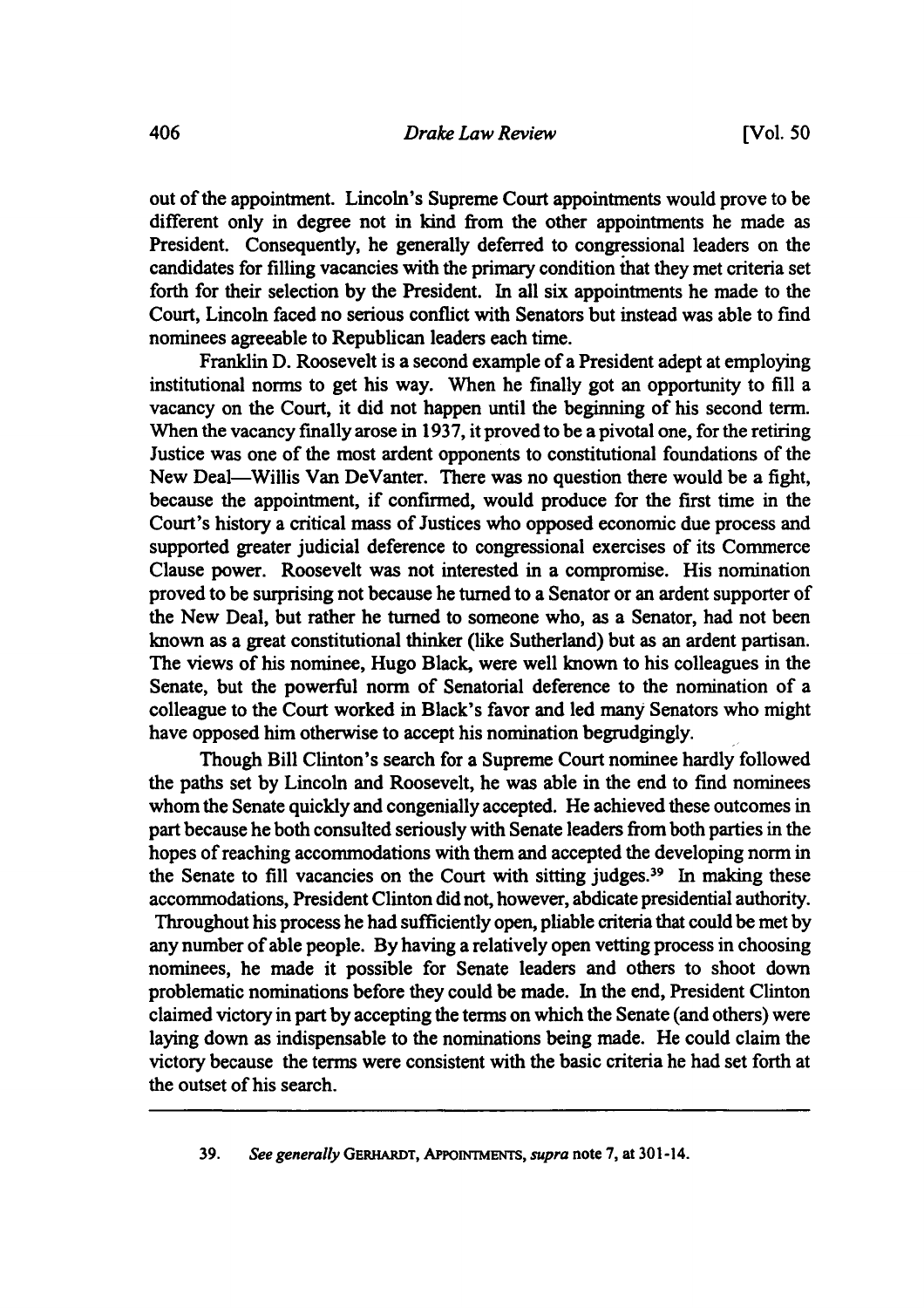out of the appointment. Lincoln's Supreme Court appointments would prove to be different only in degree not in kind from the other appointments he made as President. Consequently, he generally deferred to congressional leaders on the candidates for filling vacancies with the primary condition that they met criteria set forth for their selection by the President. In all six appointments he made to the Court, Lincoln faced no serious conflict with Senators but instead was able to find nominees agreeable to Republican leaders each time.

Franklin D. Roosevelt is a second example of a President adept at employing institutional norms to get his way. When he finally got an opportunity to fill a vacancy on the Court, it did not happen until the beginning of his second term. When the vacancy finally arose in 1937, it proved to be a pivotal one, for the retiring Justice was one of the most ardent opponents to constitutional foundations of the New Deal—Willis Van DeVanter. There was no question there would be a fight, because the appointment, if confirmed, would produce for the first time in the Court's history a critical mass of Justices who opposed economic due process and supported greater judicial deference to congressional exercises of its Commerce Clause power. Roosevelt was not interested in a compromise. His nomination proved to be surprising not because he turned to a Senator or an ardent supporter of the New Deal, but rather he turned to someone who, as a Senator, had not been known as a great constitutional thinker (like Sutherland) but as an ardent partisan. The views of his nominee, Hugo Black, were well known to his colleagues in the Senate, but the powerful norm of Senatorial deference to the nomination of a colleague to the Court worked in Black's favor and led many Senators who might have opposed him otherwise to accept his nomination begrudgingly.

Though Bill Clinton's search for a Supreme Court nominee hardly followed the paths set by Lincoln and Roosevelt, he was able in the end to find nominees whom the Senate quickly and congenially accepted. He achieved these outcomes in part because he both consulted seriously with Senate leaders from both parties in the hopes of reaching accommodations with them and accepted the developing norm in the Senate to fill vacancies on the Court with sitting judges.[39] In making these accommodations, President Clinton did not, however, abdicate presidential authority. Throughout his process he had sufficiently open, pliable criteria that could be met by any number of able people. By having a relatively open vetting process in choosing nominees, he made it possible for Senate leaders and others to shoot down problematic nominations before they could be made. In the end, President Clinton claimed victory in part by accepting the terms on which the Senate (and others) were laying down as indispensable to the nominations being made. He could claim the victory because the terms were consistent with the basic criteria he had set forth at the outset of his search.

---

39. *See generally* GERHARDT, APPOINTMENTS, *supra* note 7, at 301-14.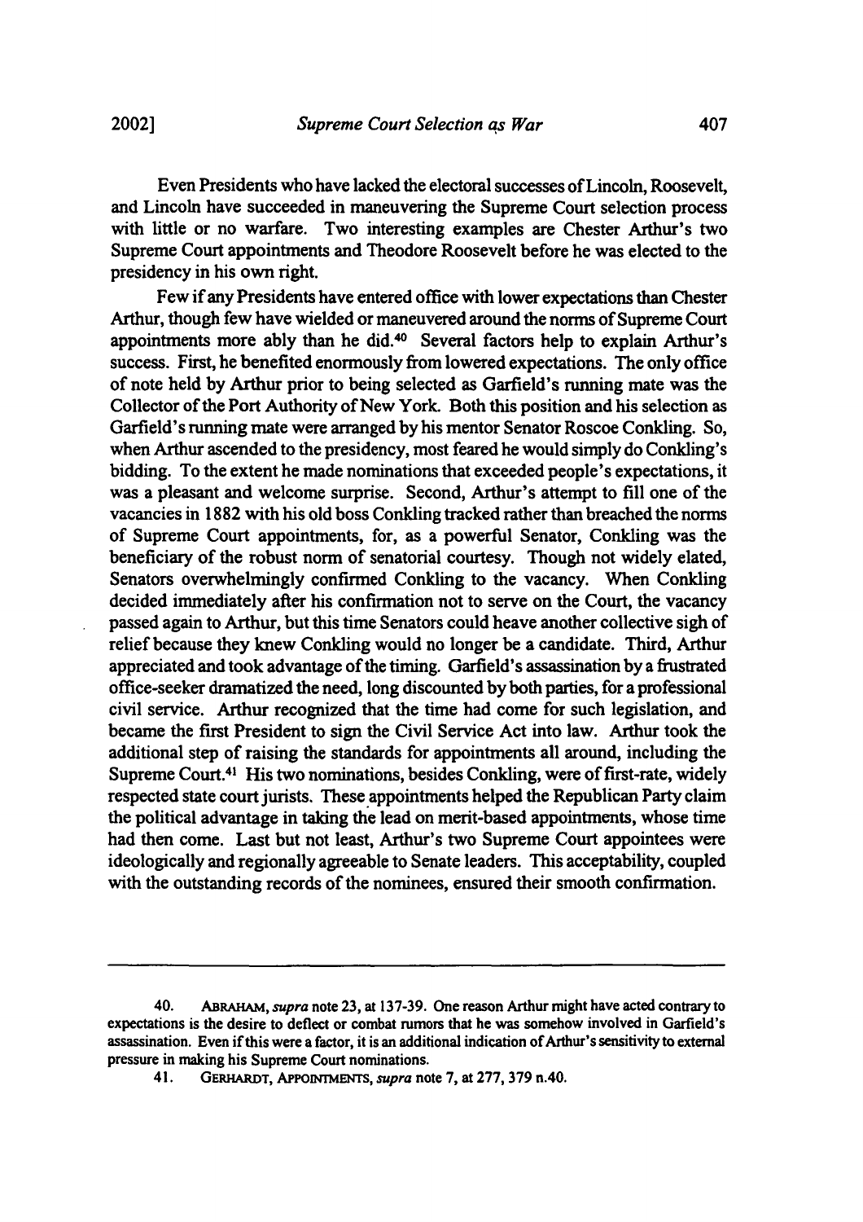Even Presidents who have lacked the electoral successes of Lincoln, Roosevelt, and Lincoln have succeeded in maneuvering the Supreme Court selection process with little or no warfare. Two interesting examples are Chester Arthur's two Supreme Court appointments and Theodore Roosevelt before he was elected to the presidency in his own right.

Few if any Presidents have entered office with lower expectations than Chester Arthur, though few have wielded or maneuvered around the norms of Supreme Court appointments more ably than he did.[40] Several factors help to explain Arthur's success. First, he benefited enormously from lowered expectations. The only office of note held by Arthur prior to being selected as Garfield's running mate was the Collector of the Port Authority of New York. Both this position and his selection as Garfield's running mate were arranged by his mentor Senator Roscoe Conkling. So, when Arthur ascended to the presidency, most feared he would simply do Conkling's bidding. To the extent he made nominations that exceeded people's expectations, it was a pleasant and welcome surprise. Second, Arthur's attempt to fill one of the vacancies in 1882 with his old boss Conkling tracked rather than breached the norms of Supreme Court appointments, for, as a powerful Senator, Conkling was the beneficiary of the robust norm of senatorial courtesy. Though not widely elated, Senators overwhelmingly confirmed Conkling to the vacancy. When Conkling decided immediately after his confirmation not to serve on the Court, the vacancy passed again to Arthur, but this time Senators could heave another collective sigh of relief because they knew Conkling would no longer be a candidate. Third, Arthur appreciated and took advantage of the timing. Garfield's assassination by a frustrated office-seeker dramatized the need, long discounted by both parties, for a professional civil service. Arthur recognized that the time had come for such legislation, and became the first President to sign the Civil Service Act into law. Arthur took the additional step of raising the standards for appointments all around, including the Supreme Court.[41] His two nominations, besides Conkling, were of first-rate, widely respected state court jurists. These appointments helped the Republican Party claim the political advantage in taking the lead on merit-based appointments, whose time had then come. Last but not least, Arthur's two Supreme Court appointees were ideologically and regionally agreeable to Senate leaders. This acceptability, coupled with the outstanding records of the nominees, ensured their smooth confirmation.

---

40. ABRAHAM, *supra* note 23, at 137-39. One reason Arthur might have acted contrary to expectations is the desire to deflect or combat rumors that he was somehow involved in Garfield's assassination. Even if this were a factor, it is an additional indication of Arthur's sensitivity to external pressure in making his Supreme Court nominations.

41. GERHARDT, APPOINTMENTS, *supra* note 7, at 277, 379 n.40.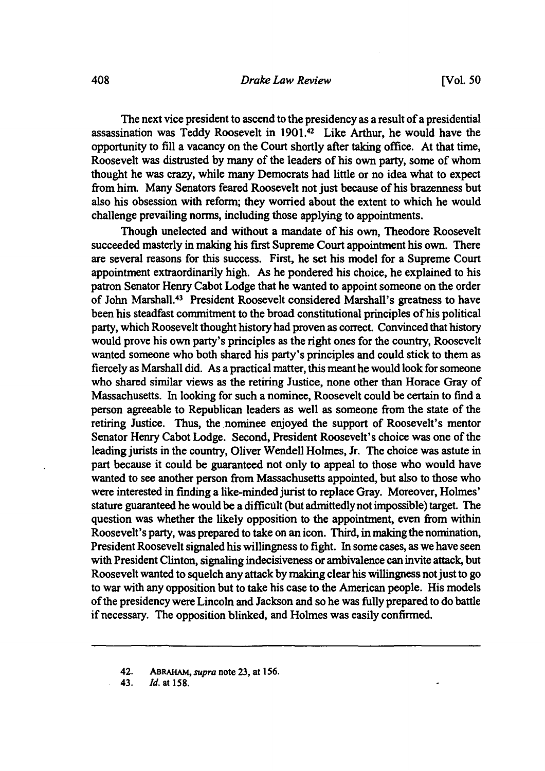The next vice president to ascend to the presidency as a result of a presidential assassination was Teddy Roosevelt in 1901.[42] Like Arthur, he would have the opportunity to fill a vacancy on the Court shortly after taking office. At that time, Roosevelt was distrusted by many of the leaders of his own party, some of whom thought he was crazy, while many Democrats had little or no idea what to expect from him. Many Senators feared Roosevelt not just because of his brazenness but also his obsession with reform; they worried about the extent to which he would challenge prevailing norms, including those applying to appointments.

Though unelected and without a mandate of his own, Theodore Roosevelt succeeded masterly in making his first Supreme Court appointment his own. There are several reasons for this success. First, he set his model for a Supreme Court appointment extraordinarily high. As he pondered his choice, he explained to his patron Senator Henry Cabot Lodge that he wanted to appoint someone on the order of John Marshall.[43] President Roosevelt considered Marshall's greatness to have been his steadfast commitment to the broad constitutional principles of his political party, which Roosevelt thought history had proven as correct. Convinced that history would prove his own party's principles as the right ones for the country, Roosevelt wanted someone who both shared his party's principles and could stick to them as fiercely as Marshall did. As a practical matter, this meant he would look for someone who shared similar views as the retiring Justice, none other than Horace Gray of Massachusetts. In looking for such a nominee, Roosevelt could be certain to find a person agreeable to Republican leaders as well as someone from the state of the retiring Justice. Thus, the nominee enjoyed the support of Roosevelt's mentor Senator Henry Cabot Lodge. Second, President Roosevelt's choice was one of the leading jurists in the country, Oliver Wendell Holmes, Jr. The choice was astute in part because it could be guaranteed not only to appeal to those who would have wanted to see another person from Massachusetts appointed, but also to those who were interested in finding a like-minded jurist to replace Gray. Moreover, Holmes' stature guaranteed he would be a difficult (but admittedly not impossible) target. The question was whether the likely opposition to the appointment, even from within Roosevelt's party, was prepared to take on an icon. Third, in making the nomination, President Roosevelt signaled his willingness to fight. In some cases, as we have seen with President Clinton, signaling indecisiveness or ambivalence can invite attack, but Roosevelt wanted to squelch any attack by making clear his willingness not just to go to war with any opposition but to take his case to the American people. His models of the presidency were Lincoln and Jackson and so he was fully prepared to do battle if necessary. The opposition blinked, and Holmes was easily confirmed.

---

42. ABRAHAM, *supra* note 23, at 156.

43. *Id.* at 158.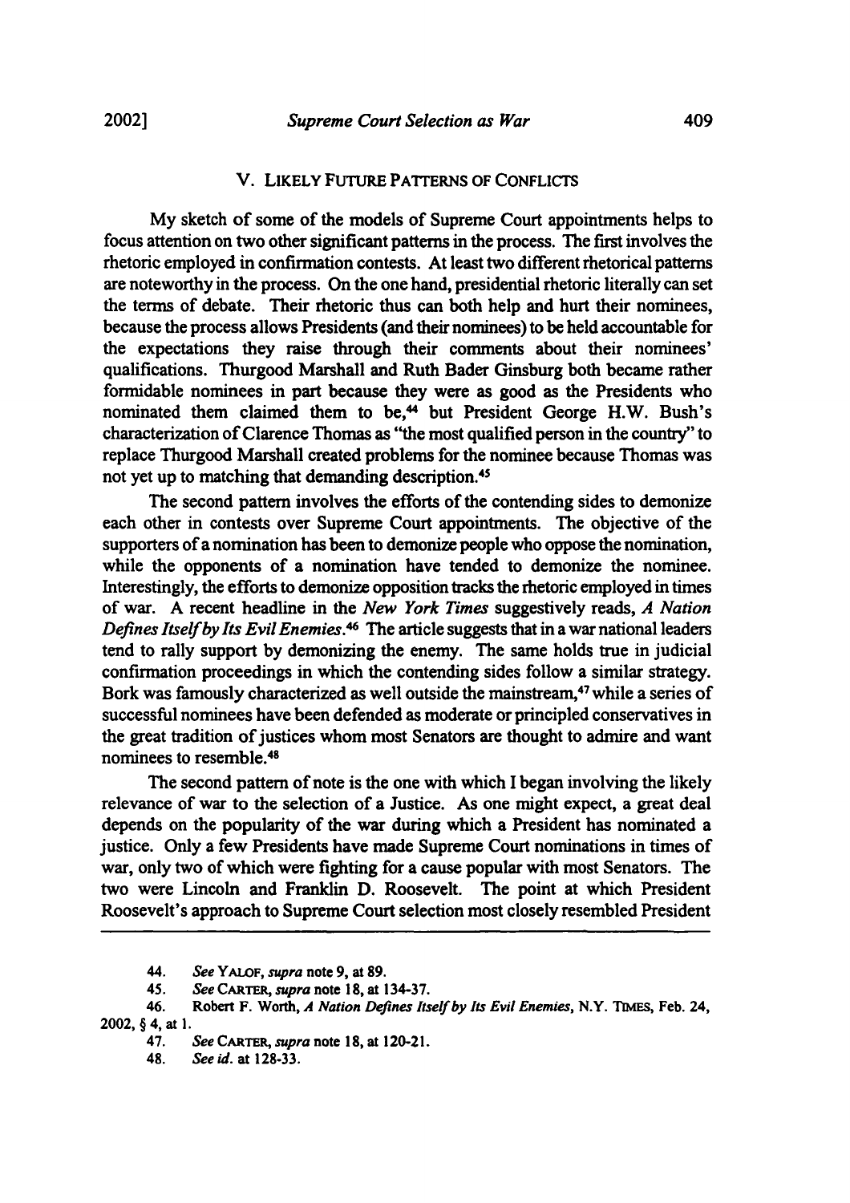## V. LIKELY FUTURE PATTERNS OF CONFLICTS

My sketch of some of the models of Supreme Court appointments helps to focus attention on two other significant patterns in the process. The first involves the rhetoric employed in confirmation contests. At least two different rhetorical patterns are noteworthy in the process. On the one hand, presidential rhetoric literally can set the terms of debate. Their rhetoric thus can both help and hurt their nominees, because the process allows Presidents (and their nominees) to be held accountable for the expectations they raise through their comments about their nominees' qualifications. Thurgood Marshall and Ruth Bader Ginsburg both became rather formidable nominees in part because they were as good as the Presidents who nominated them claimed them to be,[44] but President George H.W. Bush's characterization of Clarence Thomas as "the most qualified person in the country" to replace Thurgood Marshall created problems for the nominee because Thomas was not yet up to matching that demanding description.[45]

The second pattern involves the efforts of the contending sides to demonize each other in contests over Supreme Court appointments. The objective of the supporters of a nomination has been to demonize people who oppose the nomination, while the opponents of a nomination have tended to demonize the nominee. Interestingly, the efforts to demonize opposition tracks the rhetoric employed in times of war. A recent headline in the *New York Times* suggestively reads, *A Nation Defines Itself by Its Evil Enemies*.[46] The article suggests that in a war national leaders tend to rally support by demonizing the enemy. The same holds true in judicial confirmation proceedings in which the contending sides follow a similar strategy. Bork was famously characterized as well outside the mainstream,[47] while a series of successful nominees have been defended as moderate or principled conservatives in the great tradition of justices whom most Senators are thought to admire and want nominees to resemble.[48]

The second pattern of note is the one with which I began involving the likely relevance of war to the selection of a Justice. As one might expect, a great deal depends on the popularity of the war during which a President has nominated a justice. Only a few Presidents have made Supreme Court nominations in times of war, only two of which were fighting for a cause popular with most Senators. The two were Lincoln and Franklin D. Roosevelt. The point at which President Roosevelt's approach to Supreme Court selection most closely resembled President

---

44. *See* YALOF, *supra* note 9, at 89.

45. *See* CARTER, *supra* note 18, at 134-37.

46. Robert F. Worth, *A Nation Defines Itself by Its Evil Enemies*, N.Y. TIMES, Feb. 24, 2002, § 4, at 1.

47. *See* CARTER, *supra* note 18, at 120-21.

48. *See id.* at 128-33.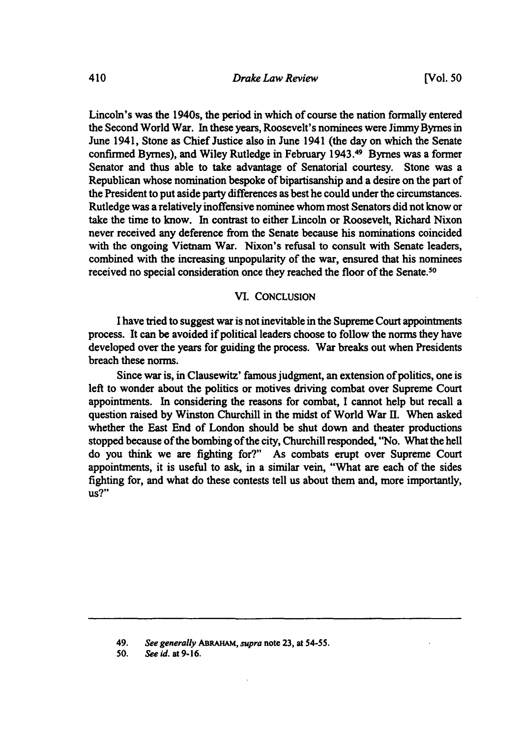Lincoln's was the 1940s, the period in which of course the nation formally entered the Second World War. In these years, Roosevelt's nominees were Jimmy Byrnes in June 1941, Stone as Chief Justice also in June 1941 (the day on which the Senate confirmed Byrnes), and Wiley Rutledge in February 1943.[49] Byrnes was a former Senator and thus able to take advantage of Senatorial courtesy. Stone was a Republican whose nomination bespoke of bipartisanship and a desire on the part of the President to put aside party differences as best he could under the circumstances. Rutledge was a relatively inoffensive nominee whom most Senators did not know or take the time to know. In contrast to either Lincoln or Roosevelt, Richard Nixon never received any deference from the Senate because his nominations coincided with the ongoing Vietnam War. Nixon's refusal to consult with Senate leaders, combined with the increasing unpopularity of the war, ensured that his nominees received no special consideration once they reached the floor of the Senate.[50]

## VI. CONCLUSION

I have tried to suggest war is not inevitable in the Supreme Court appointments process. It can be avoided if political leaders choose to follow the norms they have developed over the years for guiding the process. War breaks out when Presidents breach these norms.

Since war is, in Clausewitz' famous judgment, an extension of politics, one is left to wonder about the politics or motives driving combat over Supreme Court appointments. In considering the reasons for combat, I cannot help but recall a question raised by Winston Churchill in the midst of World War II. When asked whether the East End of London should be shut down and theater productions stopped because of the bombing of the city, Churchill responded, "No. What the hell do you think we are fighting for?" As combats erupt over Supreme Court appointments, it is useful to ask, in a similar vein, "What are each of the sides fighting for, and what do these contests tell us about them and, more importantly, us?"

---

49. *See generally* ABRAHAM, *supra* note 23, at 54-55.

50. *See id.* at 9-16.